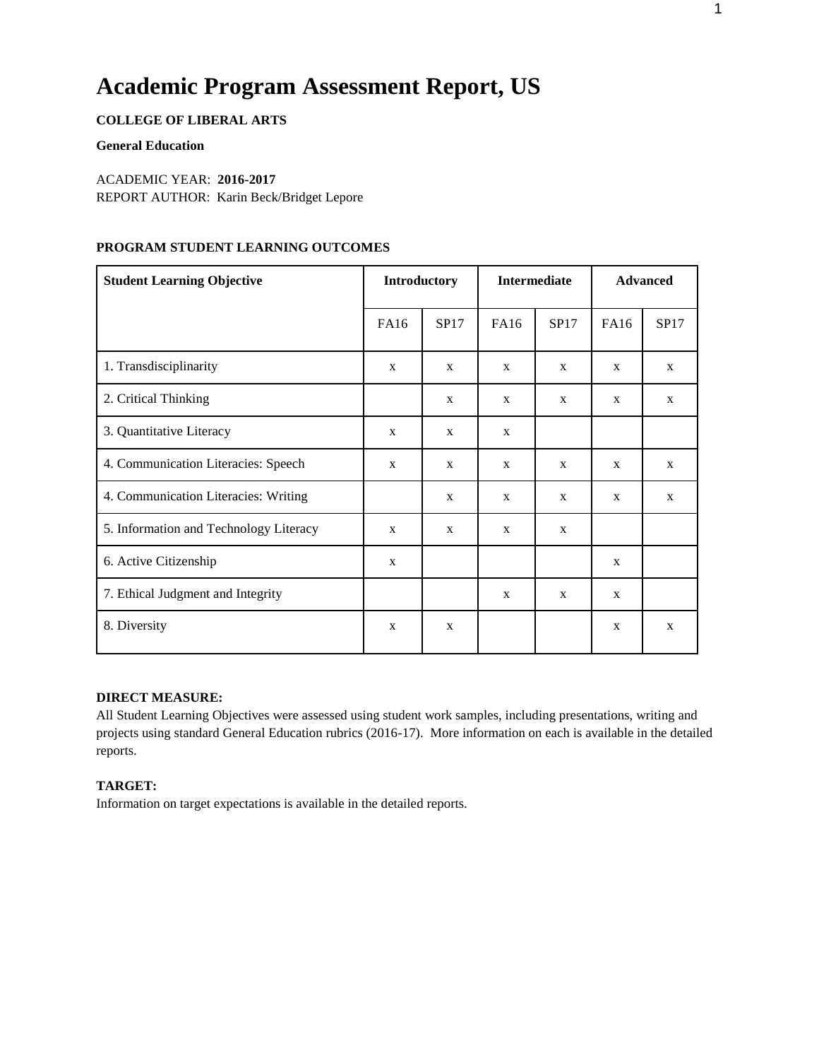# Academic Program Assessment Report, US

**COLLEGE OF LIBERAL ARTS**

**General Education**

ACADEMIC YEAR: **2016-2017**
REPORT AUTHOR: Karin Beck/Bridget Lepore

**PROGRAM STUDENT LEARNING OUTCOMES**

| Student Learning Objective | Introductory | | Intermediate | | Advanced | |
|---|---|---|---|---|---|---|
| | FA16 | SP17 | FA16 | SP17 | FA16 | SP17 |
| 1. Transdisciplinarity | x | x | x | x | x | x |
| 2. Critical Thinking | | x | x | x | x | x |
| 3. Quantitative Literacy | x | x | x | | | |
| 4. Communication Literacies: Speech | x | x | x | x | x | x |
| 4. Communication Literacies: Writing | | x | x | x | x | x |
| 5. Information and Technology Literacy | x | x | x | x | | |
| 6. Active Citizenship | x | | | | x | |
| 7. Ethical Judgment and Integrity | | | x | x | x | |
| 8. Diversity | x | x | | | x | x |

**DIRECT MEASURE:**
All Student Learning Objectives were assessed using student work samples, including presentations, writing and projects using standard General Education rubrics (2016-17). More information on each is available in the detailed reports.

**TARGET:**
Information on target expectations is available in the detailed reports.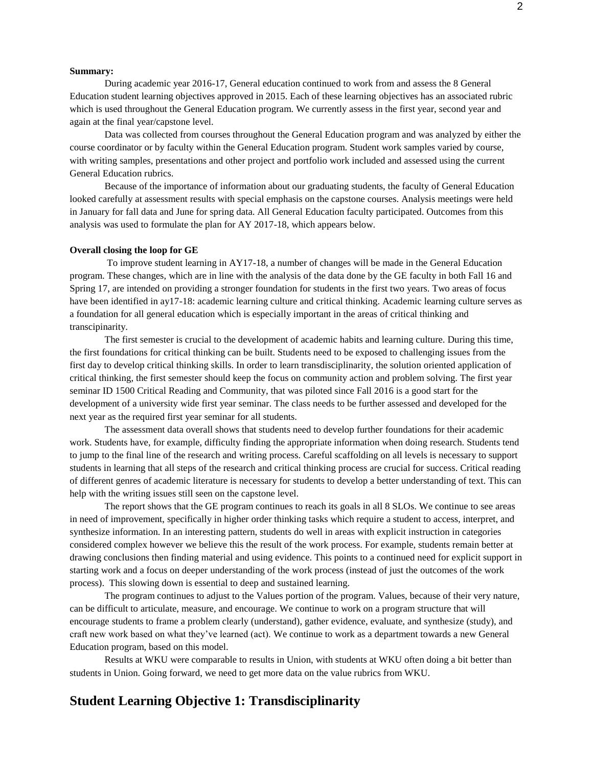**Summary:**

During academic year 2016-17, General education continued to work from and assess the 8 General Education student learning objectives approved in 2015. Each of these learning objectives has an associated rubric which is used throughout the General Education program. We currently assess in the first year, second year and again at the final year/capstone level.

Data was collected from courses throughout the General Education program and was analyzed by either the course coordinator or by faculty within the General Education program. Student work samples varied by course, with writing samples, presentations and other project and portfolio work included and assessed using the current General Education rubrics.

Because of the importance of information about our graduating students, the faculty of General Education looked carefully at assessment results with special emphasis on the capstone courses. Analysis meetings were held in January for fall data and June for spring data. All General Education faculty participated. Outcomes from this analysis was used to formulate the plan for AY 2017-18, which appears below.

**Overall closing the loop for GE**

To improve student learning in AY17-18, a number of changes will be made in the General Education program. These changes, which are in line with the analysis of the data done by the GE faculty in both Fall 16 and Spring 17, are intended on providing a stronger foundation for students in the first two years. Two areas of focus have been identified in ay17-18: academic learning culture and critical thinking. Academic learning culture serves as a foundation for all general education which is especially important in the areas of critical thinking and transcipinarity.

The first semester is crucial to the development of academic habits and learning culture. During this time, the first foundations for critical thinking can be built. Students need to be exposed to challenging issues from the first day to develop critical thinking skills. In order to learn transdisciplinarity, the solution oriented application of critical thinking, the first semester should keep the focus on community action and problem solving. The first year seminar ID 1500 Critical Reading and Community, that was piloted since Fall 2016 is a good start for the development of a university wide first year seminar. The class needs to be further assessed and developed for the next year as the required first year seminar for all students.

The assessment data overall shows that students need to develop further foundations for their academic work. Students have, for example, difficulty finding the appropriate information when doing research. Students tend to jump to the final line of the research and writing process. Careful scaffolding on all levels is necessary to support students in learning that all steps of the research and critical thinking process are crucial for success. Critical reading of different genres of academic literature is necessary for students to develop a better understanding of text. This can help with the writing issues still seen on the capstone level.

The report shows that the GE program continues to reach its goals in all 8 SLOs. We continue to see areas in need of improvement, specifically in higher order thinking tasks which require a student to access, interpret, and synthesize information. In an interesting pattern, students do well in areas with explicit instruction in categories considered complex however we believe this the result of the work process. For example, students remain better at drawing conclusions then finding material and using evidence. This points to a continued need for explicit support in starting work and a focus on deeper understanding of the work process (instead of just the outcomes of the work process). This slowing down is essential to deep and sustained learning.

The program continues to adjust to the Values portion of the program. Values, because of their very nature, can be difficult to articulate, measure, and encourage. We continue to work on a program structure that will encourage students to frame a problem clearly (understand), gather evidence, evaluate, and synthesize (study), and craft new work based on what they've learned (act). We continue to work as a department towards a new General Education program, based on this model.

Results at WKU were comparable to results in Union, with students at WKU often doing a bit better than students in Union. Going forward, we need to get more data on the value rubrics from WKU.

## Student Learning Objective 1: Transdisciplinarity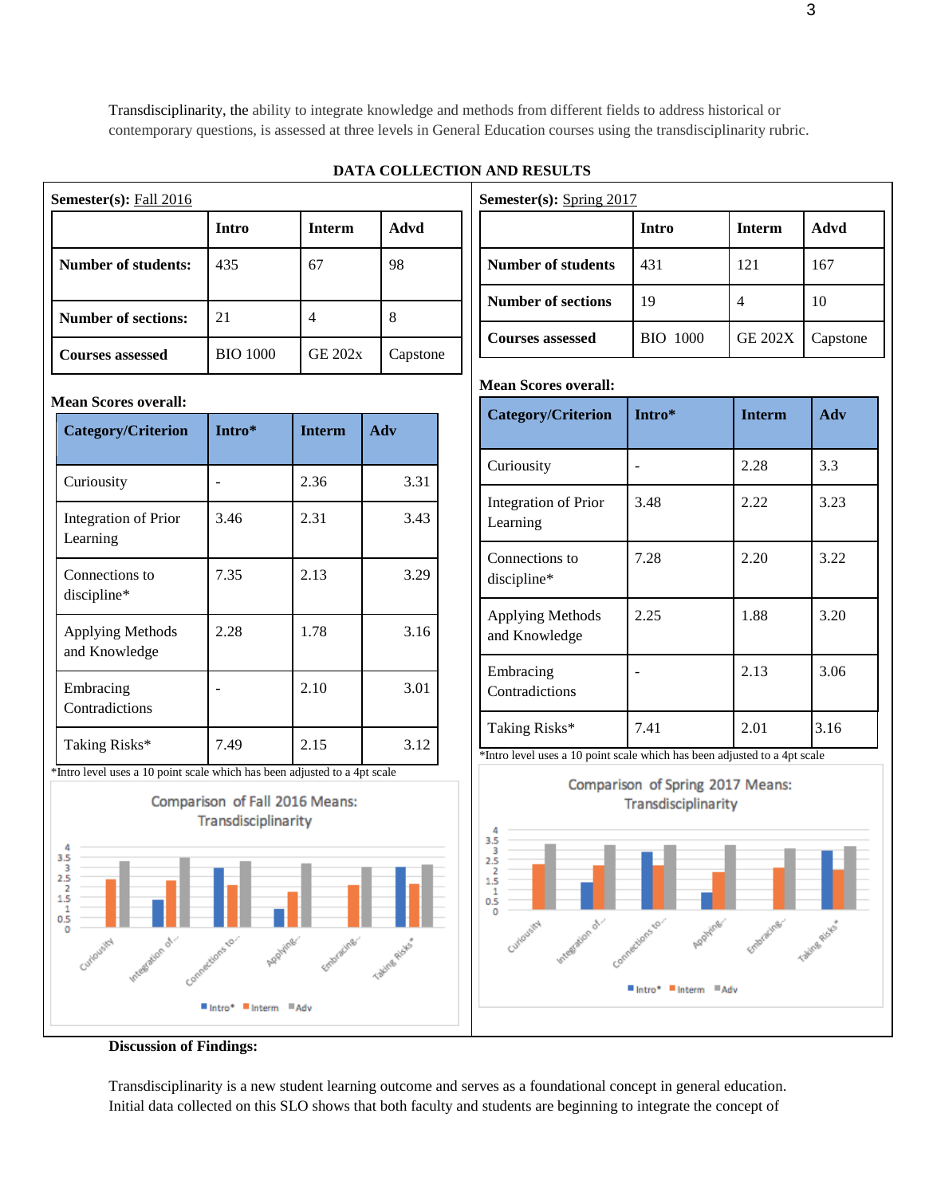Transdisciplinarity, the ability to integrate knowledge and methods from different fields to address historical or contemporary questions, is assessed at three levels in General Education courses using the transdisciplinarity rubric.

## DATA COLLECTION AND RESULTS

**Semester(s):** Fall 2016

| | Intro | Interm | Advd |
|---|---|---|---|
| **Number of students:** | 435 | 67 | 98 |
| **Number of sections:** | 21 | 4 | 8 |
| **Courses assessed** | BIO 1000 | GE 202x | Capstone |

**Mean Scores overall:**

| Category/Criterion | Intro* | Interm | Adv |
|---|---|---|---|
| Curiousity | - | 2.36 | 3.31 |
| Integration of Prior Learning | 3.46 | 2.31 | 3.43 |
| Connections to discipline* | 7.35 | 2.13 | 3.29 |
| Applying Methods and Knowledge | 2.28 | 1.78 | 3.16 |
| Embracing Contradictions | - | 2.10 | 3.01 |
| Taking Risks* | 7.49 | 2.15 | 3.12 |

*Intro level uses a 10 point scale which has been adjusted to a 4pt scale

Comparison of Fall 2016 Means: Transdisciplinarity

**Semester(s):** Spring 2017

| | Intro | Interm | Advd |
|---|---|---|---|
| **Number of students** | 431 | 121 | 167 |
| **Number of sections** | 19 | 4 | 10 |
| **Courses assessed** | BIO 1000 | GE 202X | Capstone |

**Mean Scores overall:**

| Category/Criterion | Intro* | Interm | Adv |
|---|---|---|---|
| Curiousity | - | 2.28 | 3.3 |
| Integration of Prior Learning | 3.48 | 2.22 | 3.23 |
| Connections to discipline* | 7.28 | 2.20 | 3.22 |
| Applying Methods and Knowledge | 2.25 | 1.88 | 3.20 |
| Embracing Contradictions | - | 2.13 | 3.06 |
| Taking Risks* | 7.41 | 2.01 | 3.16 |

*Intro level uses a 10 point scale which has been adjusted to a 4pt scale

Comparison of Spring 2017 Means: Transdisciplinarity

**Discussion of Findings:**

Transdisciplinarity is a new student learning outcome and serves as a foundational concept in general education. Initial data collected on this SLO shows that both faculty and students are beginning to integrate the concept of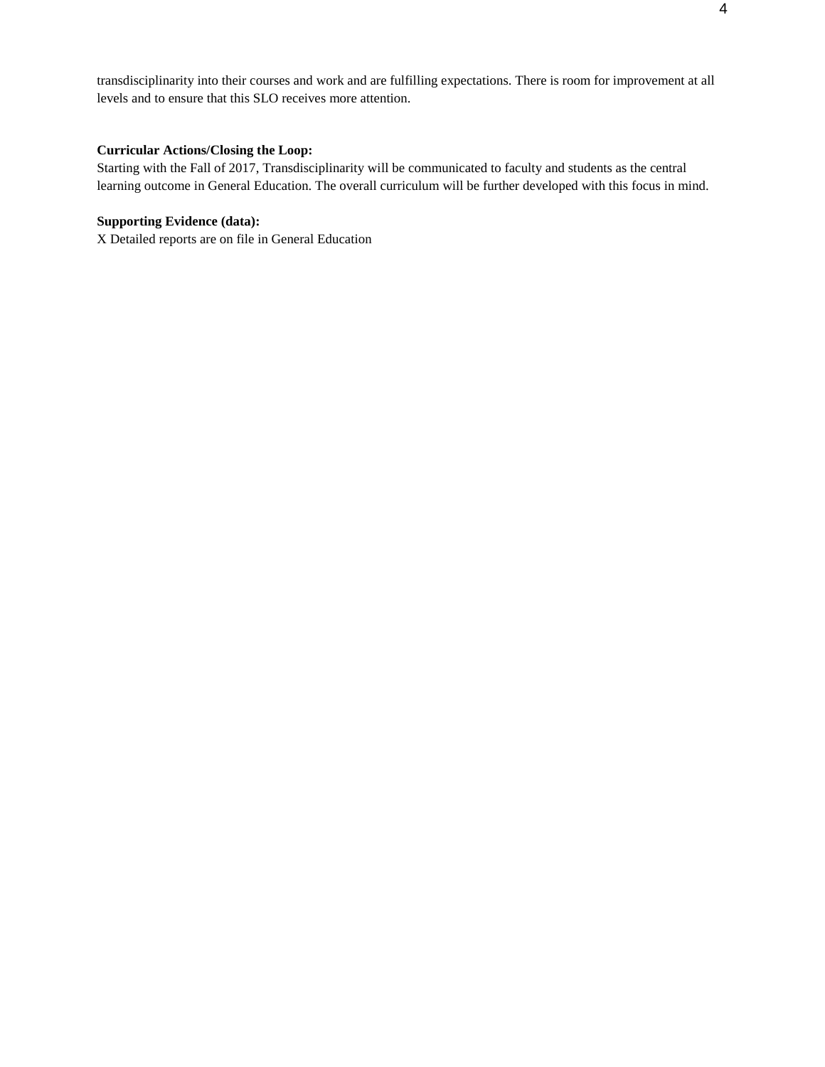transdisciplinarity into their courses and work and are fulfilling expectations. There is room for improvement at all levels and to ensure that this SLO receives more attention.

**Curricular Actions/Closing the Loop:**
Starting with the Fall of 2017, Transdisciplinarity will be communicated to faculty and students as the central learning outcome in General Education. The overall curriculum will be further developed with this focus in mind.

**Supporting Evidence (data):**
X Detailed reports are on file in General Education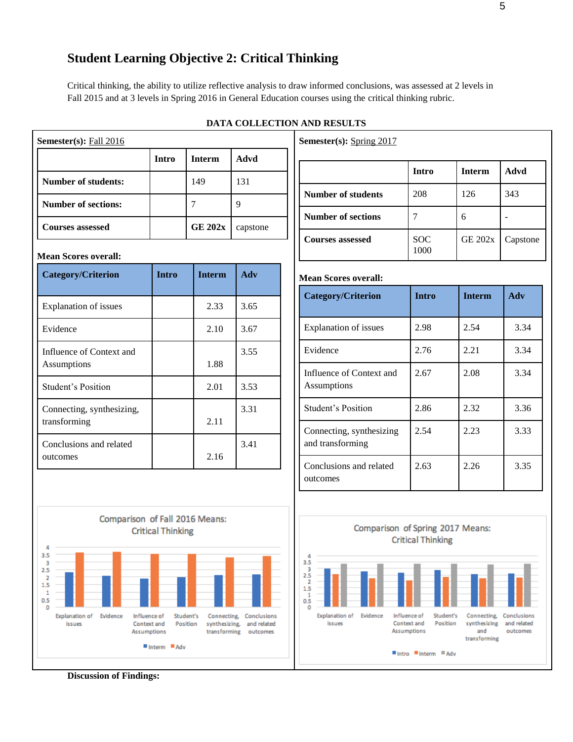## Student Learning Objective 2: Critical Thinking

Critical thinking, the ability to utilize reflective analysis to draw informed conclusions, was assessed at 2 levels in Fall 2015 and at 3 levels in Spring 2016 in General Education courses using the critical thinking rubric.

**DATA COLLECTION AND RESULTS**

**Semester(s):** Fall 2016

| | Intro | Interm | Advd |
|---|---|---|---|
| **Number of students:** | | 149 | 131 |
| **Number of sections:** | | 7 | 9 |
| **Courses assessed** | | **GE 202x** | capstone |

**Mean Scores overall:**

| Category/Criterion | Intro | Interm | Adv |
|---|---|---|---|
| Explanation of issues | | 2.33 | 3.65 |
| Evidence | | 2.10 | 3.67 |
| Influence of Context and Assumptions | | 1.88 | 3.55 |
| Student's Position | | 2.01 | 3.53 |
| Connecting, synthesizing, transforming | | 2.11 | 3.31 |
| Conclusions and related outcomes | | 2.16 | 3.41 |

Comparison of Fall 2016 Means: Critical Thinking

**Semester(s):** Spring 2017

| | Intro | Interm | Advd |
|---|---|---|---|
| **Number of students** | 208 | 126 | 343 |
| **Number of sections** | 7 | 6 | - |
| **Courses assessed** | SOC 1000 | GE 202x | Capstone |

**Mean Scores overall:**

| Category/Criterion | Intro | Interm | Adv |
|---|---|---|---|
| Explanation of issues | 2.98 | 2.54 | 3.34 |
| Evidence | 2.76 | 2.21 | 3.34 |
| Influence of Context and Assumptions | 2.67 | 2.08 | 3.34 |
| Student's Position | 2.86 | 2.32 | 3.36 |
| Connecting, synthesizing and transforming | 2.54 | 2.23 | 3.33 |
| Conclusions and related outcomes | 2.63 | 2.26 | 3.35 |

Comparison of Spring 2017 Means: Critical Thinking

**Discussion of Findings:**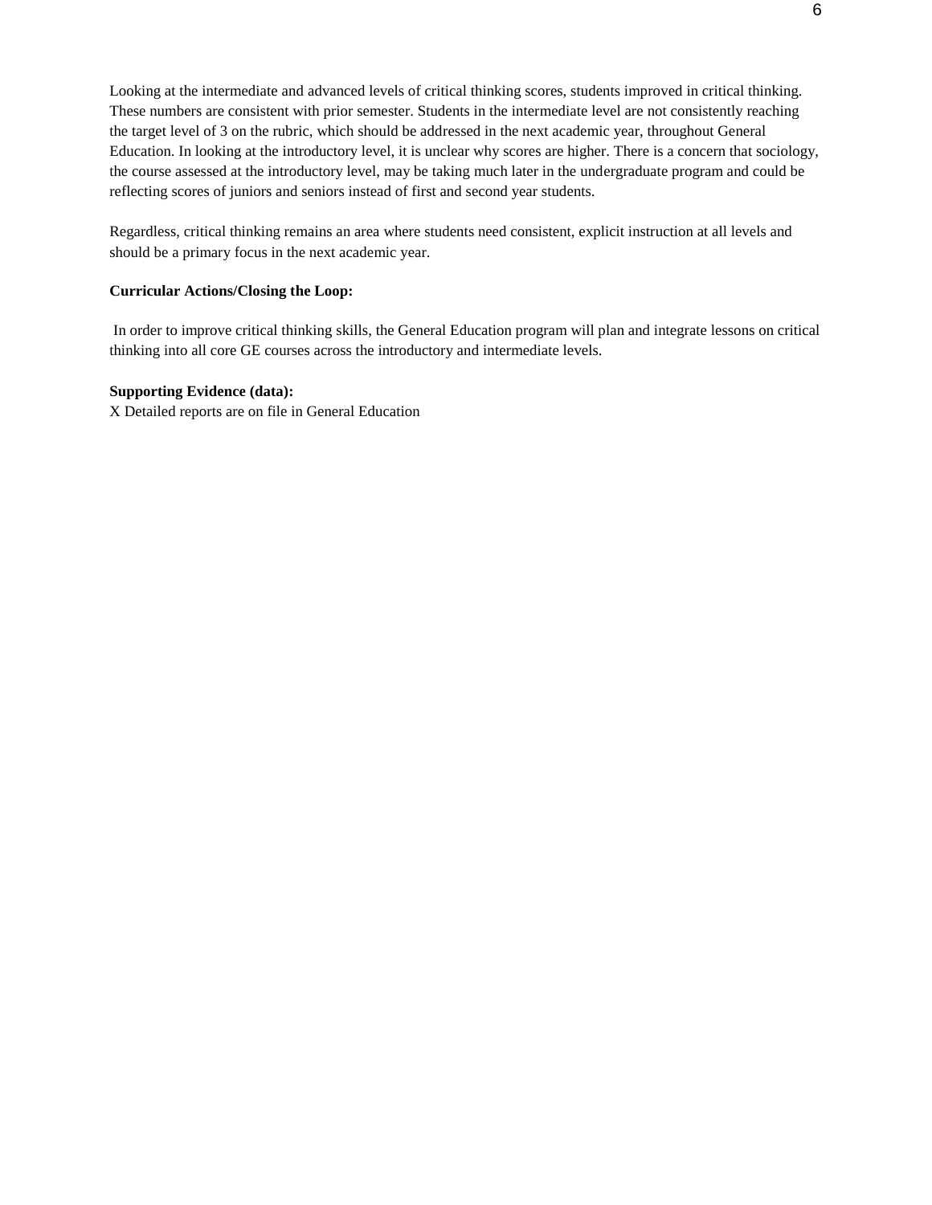Looking at the intermediate and advanced levels of critical thinking scores, students improved in critical thinking. These numbers are consistent with prior semester. Students in the intermediate level are not consistently reaching the target level of 3 on the rubric, which should be addressed in the next academic year, throughout General Education. In looking at the introductory level, it is unclear why scores are higher. There is a concern that sociology, the course assessed at the introductory level, may be taking much later in the undergraduate program and could be reflecting scores of juniors and seniors instead of first and second year students.

Regardless, critical thinking remains an area where students need consistent, explicit instruction at all levels and should be a primary focus in the next academic year.

**Curricular Actions/Closing the Loop:**

In order to improve critical thinking skills, the General Education program will plan and integrate lessons on critical thinking into all core GE courses across the introductory and intermediate levels.

**Supporting Evidence (data):**
X Detailed reports are on file in General Education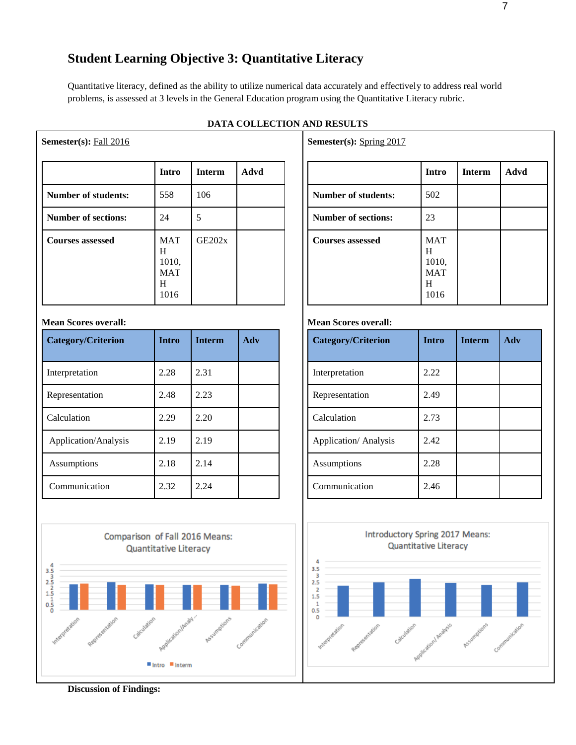## Student Learning Objective 3: Quantitative Literacy

Quantitative literacy, defined as the ability to utilize numerical data accurately and effectively to address real world problems, is assessed at 3 levels in the General Education program using the Quantitative Literacy rubric.

**DATA COLLECTION AND RESULTS**

**Semester(s):** Fall 2016

| | Intro | Interm | Advd |
|---|---|---|---|
| **Number of students:** | 558 | 106 | |
| **Number of sections:** | 24 | 5 | |
| **Courses assessed** | MATH 1010, MATH 1016 | GE202x | |

**Mean Scores overall:**

| Category/Criterion | Intro | Interm | Adv |
|---|---|---|---|
| Interpretation | 2.28 | 2.31 | |
| Representation | 2.48 | 2.23 | |
| Calculation | 2.29 | 2.20 | |
| Application/Analysis | 2.19 | 2.19 | |
| Assumptions | 2.18 | 2.14 | |
| Communication | 2.32 | 2.24 | |

Comparison of Fall 2016 Means: Quantitative Literacy

**Semester(s):** Spring 2017

| | Intro | Interm | Advd |
|---|---|---|---|
| **Number of students:** | 502 | | |
| **Number of sections:** | 23 | | |
| **Courses assessed** | MATH 1010, MATH 1016 | | |

**Mean Scores overall:**

| Category/Criterion | Intro | Interm | Adv |
|---|---|---|---|
| Interpretation | 2.22 | | |
| Representation | 2.49 | | |
| Calculation | 2.73 | | |
| Application/ Analysis | 2.42 | | |
| Assumptions | 2.28 | | |
| Communication | 2.46 | | |

Introductory Spring 2017 Means: Quantitative Literacy

**Discussion of Findings:**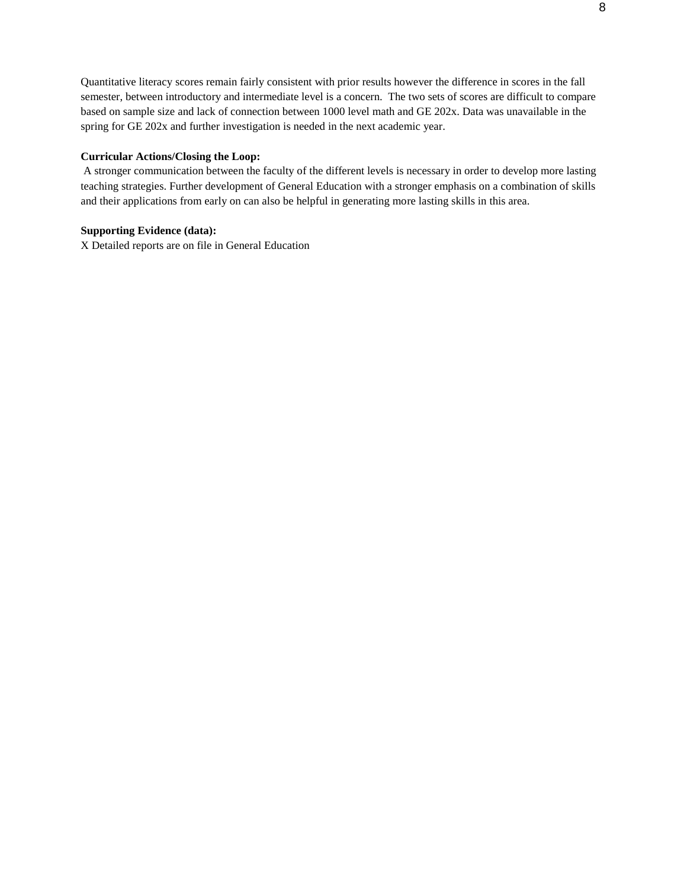Quantitative literacy scores remain fairly consistent with prior results however the difference in scores in the fall semester, between introductory and intermediate level is a concern.  The two sets of scores are difficult to compare based on sample size and lack of connection between 1000 level math and GE 202x. Data was unavailable in the spring for GE 202x and further investigation is needed in the next academic year.

**Curricular Actions/Closing the Loop:**

A stronger communication between the faculty of the different levels is necessary in order to develop more lasting teaching strategies. Further development of General Education with a stronger emphasis on a combination of skills and their applications from early on can also be helpful in generating more lasting skills in this area.

**Supporting Evidence (data):**

X Detailed reports are on file in General Education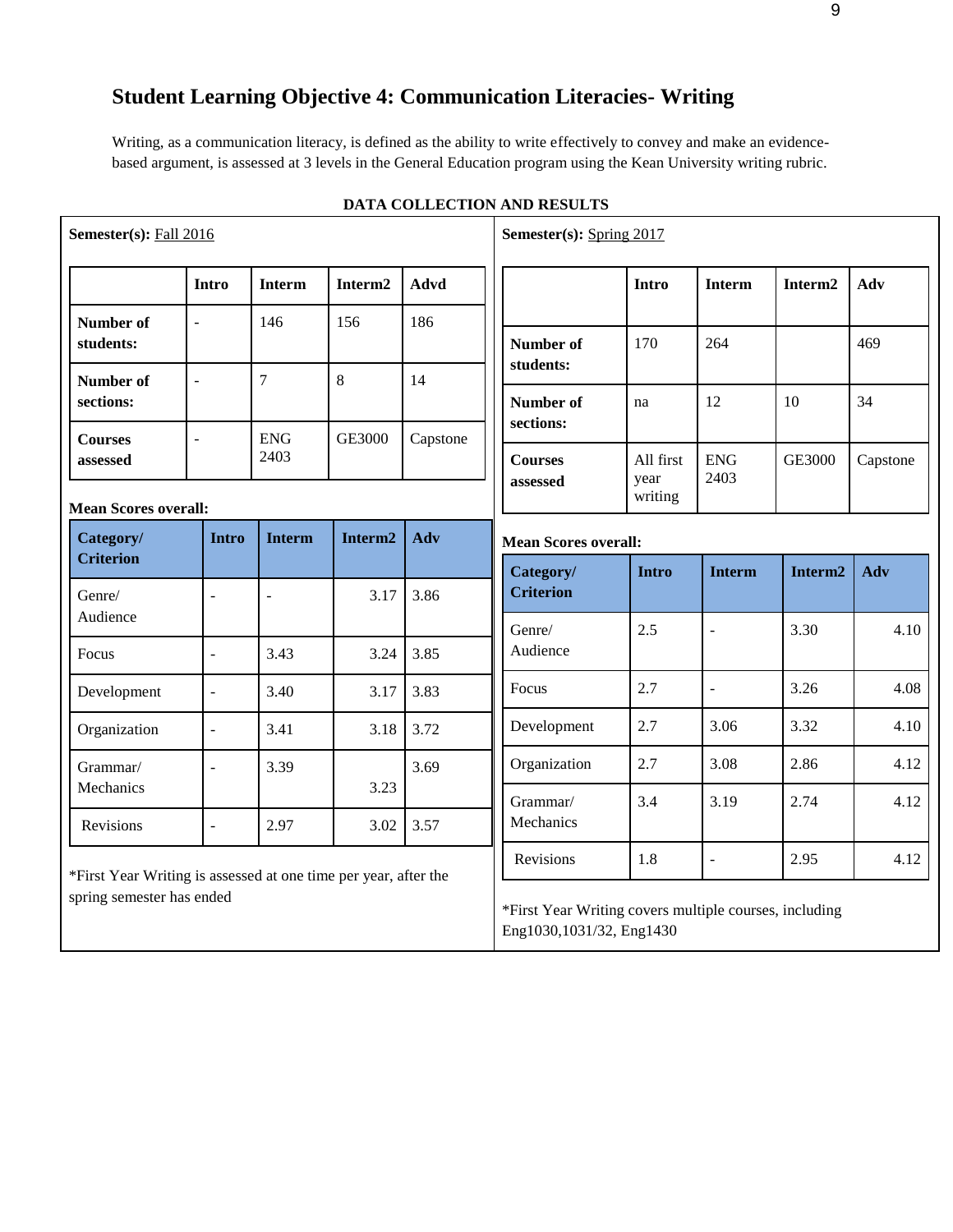## Student Learning Objective 4: Communication Literacies- Writing

Writing, as a communication literacy, is defined as the ability to write effectively to convey and make an evidence-based argument, is assessed at 3 levels in the General Education program using the Kean University writing rubric.

**DATA COLLECTION AND RESULTS**

**Semester(s):** Fall 2016

| | Intro | Interm | Interm2 | Advd |
|---|---|---|---|---|
| **Number of students:** | - | 146 | 156 | 186 |
| **Number of sections:** | - | 7 | 8 | 14 |
| **Courses assessed** | - | ENG 2403 | GE3000 | Capstone |

**Mean Scores overall:**

| Category/ Criterion | Intro | Interm | Interm2 | Adv |
|---|---|---|---|---|
| Genre/ Audience | - | - | 3.17 | 3.86 |
| Focus | - | 3.43 | 3.24 | 3.85 |
| Development | - | 3.40 | 3.17 | 3.83 |
| Organization | - | 3.41 | 3.18 | 3.72 |
| Grammar/ Mechanics | - | 3.39 | 3.23 | 3.69 |
| Revisions | - | 2.97 | 3.02 | 3.57 |

*First Year Writing is assessed at one time per year, after the spring semester has ended

**Semester(s):** Spring 2017

| | Intro | Interm | Interm2 | Adv |
|---|---|---|---|---|
| **Number of students:** | 170 | 264 | | 469 |
| **Number of sections:** | na | 12 | 10 | 34 |
| **Courses assessed** | All first year writing | ENG 2403 | GE3000 | Capstone |

**Mean Scores overall:**

| Category/ Criterion | Intro | Interm | Interm2 | Adv |
|---|---|---|---|---|
| Genre/ Audience | 2.5 | - | 3.30 | 4.10 |
| Focus | 2.7 | - | 3.26 | 4.08 |
| Development | 2.7 | 3.06 | 3.32 | 4.10 |
| Organization | 2.7 | 3.08 | 2.86 | 4.12 |
| Grammar/ Mechanics | 3.4 | 3.19 | 2.74 | 4.12 |
| Revisions | 1.8 | - | 2.95 | 4.12 |

*First Year Writing covers multiple courses, including Eng1030,1031/32, Eng1430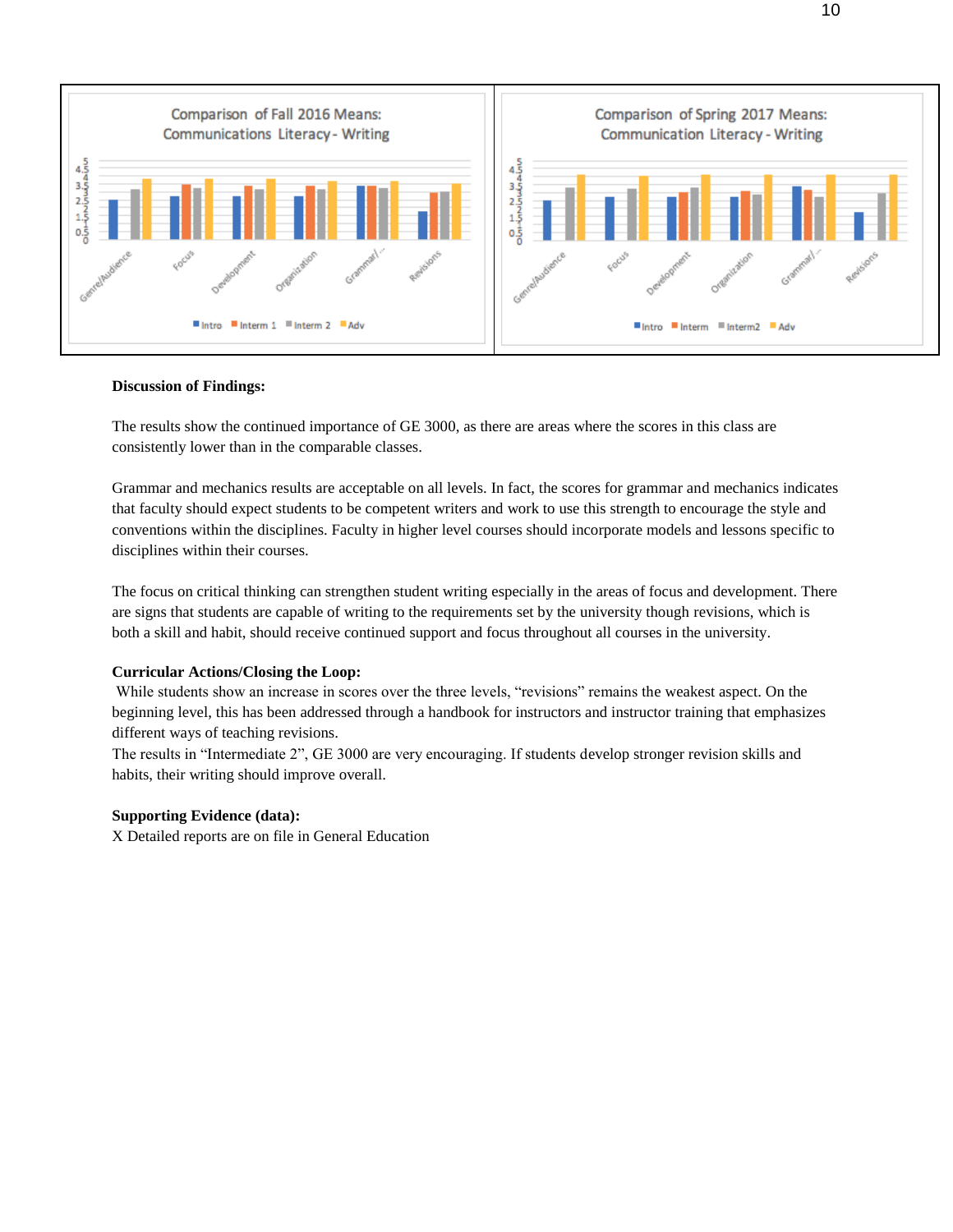**Comparison of Fall 2016 Means: Communications Literacy - Writing**

**Comparison of Spring 2017 Means: Communication Literacy - Writing**

**Discussion of Findings:**

The results show the continued importance of GE 3000, as there are areas where the scores in this class are consistently lower than in the comparable classes.

Grammar and mechanics results are acceptable on all levels. In fact, the scores for grammar and mechanics indicates that faculty should expect students to be competent writers and work to use this strength to encourage the style and conventions within the disciplines. Faculty in higher level courses should incorporate models and lessons specific to disciplines within their courses.

The focus on critical thinking can strengthen student writing especially in the areas of focus and development. There are signs that students are capable of writing to the requirements set by the university though revisions, which is both a skill and habit, should receive continued support and focus throughout all courses in the university.

**Curricular Actions/Closing the Loop:**

While students show an increase in scores over the three levels, "revisions" remains the weakest aspect. On the beginning level, this has been addressed through a handbook for instructors and instructor training that emphasizes different ways of teaching revisions.

The results in "Intermediate 2", GE 3000 are very encouraging. If students develop stronger revision skills and habits, their writing should improve overall.

**Supporting Evidence (data):**

X Detailed reports are on file in General Education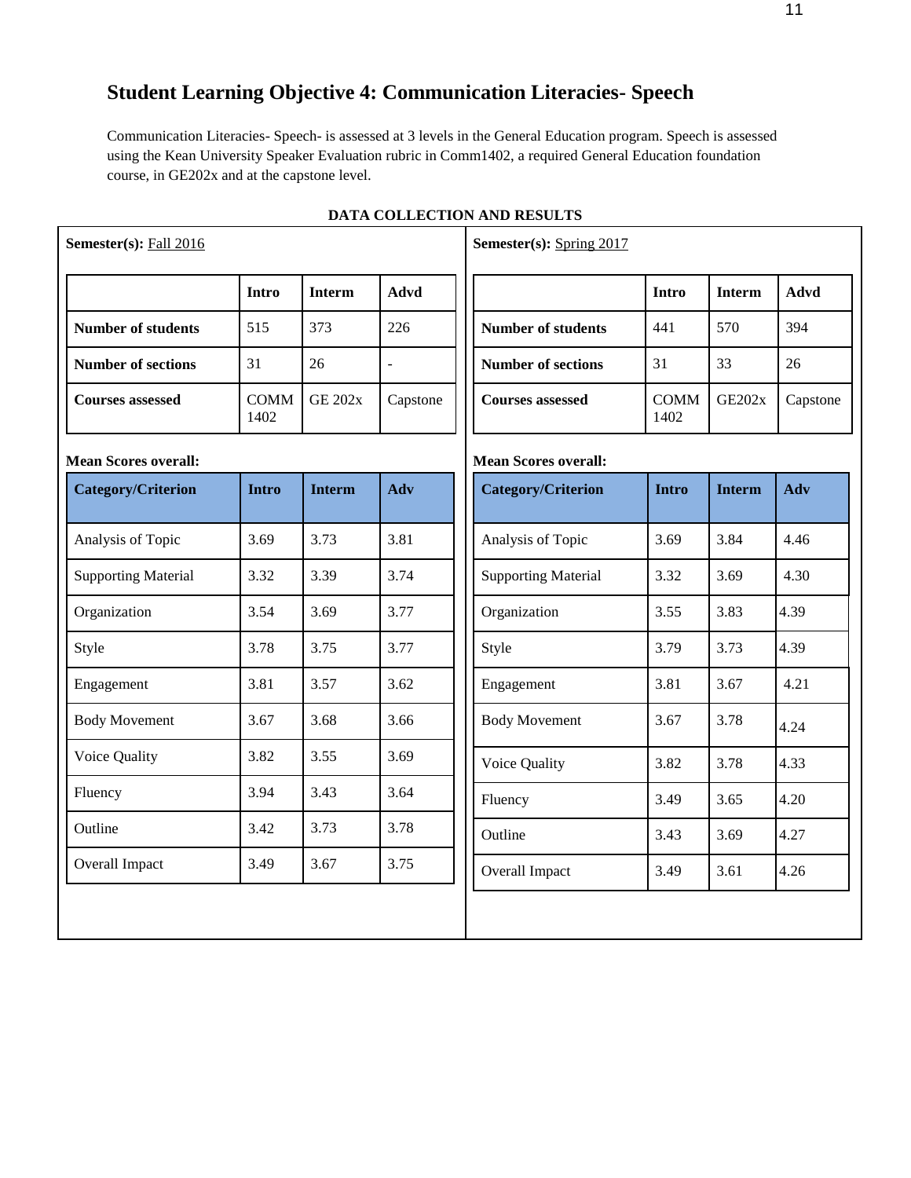## Student Learning Objective 4: Communication Literacies- Speech

Communication Literacies- Speech- is assessed at 3 levels in the General Education program. Speech is assessed using the Kean University Speaker Evaluation rubric in Comm1402, a required General Education foundation course, in GE202x and at the capstone level.

**DATA COLLECTION AND RESULTS**

**Semester(s):** Fall 2016

| | Intro | Interm | Advd |
|---|---|---|---|
| **Number of students** | 515 | 373 | 226 |
| **Number of sections** | 31 | 26 | - |
| **Courses assessed** | COMM 1402 | GE 202x | Capstone |

**Mean Scores overall:**

| Category/Criterion | Intro | Interm | Adv |
|---|---|---|---|
| Analysis of Topic | 3.69 | 3.73 | 3.81 |
| Supporting Material | 3.32 | 3.39 | 3.74 |
| Organization | 3.54 | 3.69 | 3.77 |
| Style | 3.78 | 3.75 | 3.77 |
| Engagement | 3.81 | 3.57 | 3.62 |
| Body Movement | 3.67 | 3.68 | 3.66 |
| Voice Quality | 3.82 | 3.55 | 3.69 |
| Fluency | 3.94 | 3.43 | 3.64 |
| Outline | 3.42 | 3.73 | 3.78 |
| Overall Impact | 3.49 | 3.67 | 3.75 |

**Semester(s):** Spring 2017

| | Intro | Interm | Advd |
|---|---|---|---|
| **Number of students** | 441 | 570 | 394 |
| **Number of sections** | 31 | 33 | 26 |
| **Courses assessed** | COMM 1402 | GE202x | Capstone |

**Mean Scores overall:**

| Category/Criterion | Intro | Interm | Adv |
|---|---|---|---|
| Analysis of Topic | 3.69 | 3.84 | 4.46 |
| Supporting Material | 3.32 | 3.69 | 4.30 |
| Organization | 3.55 | 3.83 | 4.39 |
| Style | 3.79 | 3.73 | 4.39 |
| Engagement | 3.81 | 3.67 | 4.21 |
| Body Movement | 3.67 | 3.78 | 4.24 |
| Voice Quality | 3.82 | 3.78 | 4.33 |
| Fluency | 3.49 | 3.65 | 4.20 |
| Outline | 3.43 | 3.69 | 4.27 |
| Overall Impact | 3.49 | 3.61 | 4.26 |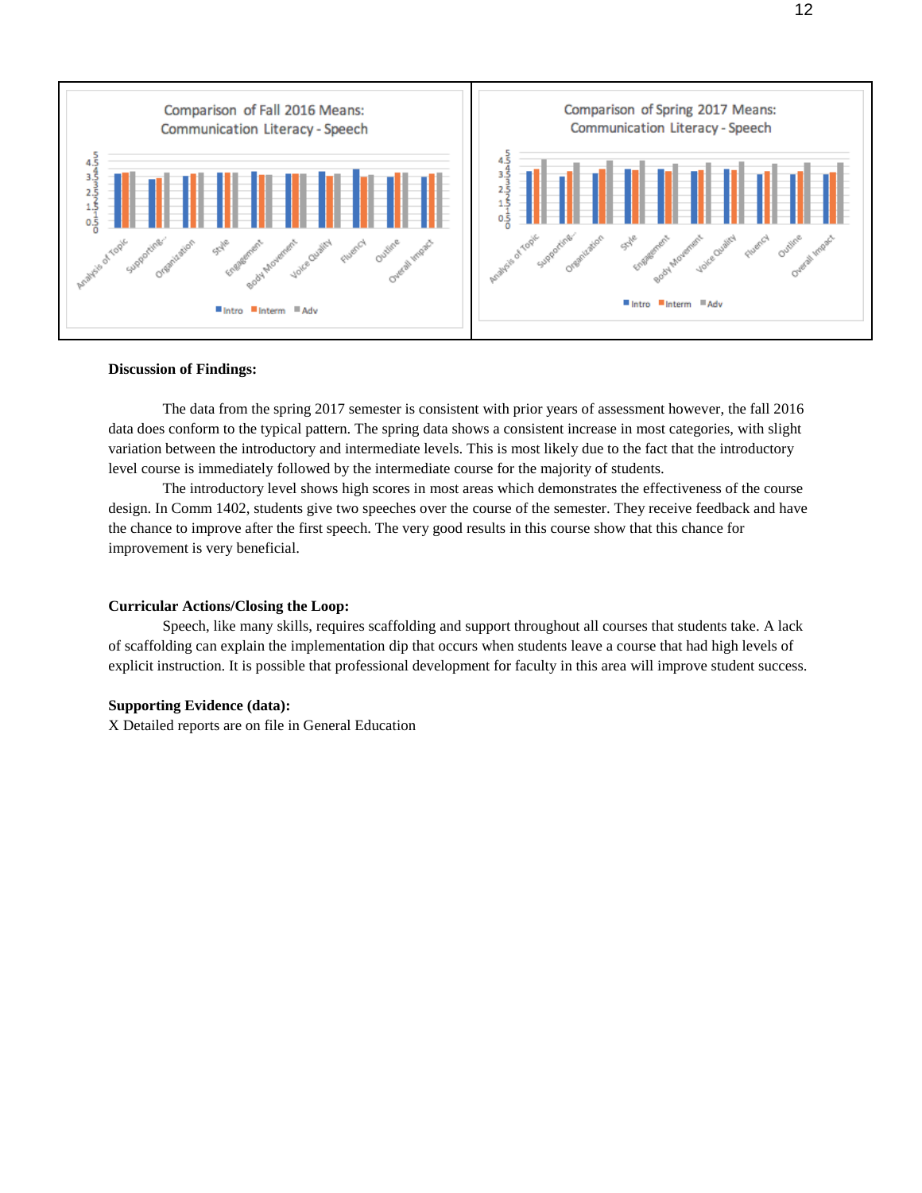Comparison of Fall 2016 Means: Communication Literacy - Speech

Comparison of Spring 2017 Means: Communication Literacy - Speech

**Discussion of Findings:**

The data from the spring 2017 semester is consistent with prior years of assessment however, the fall 2016 data does conform to the typical pattern. The spring data shows a consistent increase in most categories, with slight variation between the introductory and intermediate levels. This is most likely due to the fact that the introductory level course is immediately followed by the intermediate course for the majority of students.

The introductory level shows high scores in most areas which demonstrates the effectiveness of the course design. In Comm 1402, students give two speeches over the course of the semester. They receive feedback and have the chance to improve after the first speech. The very good results in this course show that this chance for improvement is very beneficial.

**Curricular Actions/Closing the Loop:**

Speech, like many skills, requires scaffolding and support throughout all courses that students take. A lack of scaffolding can explain the implementation dip that occurs when students leave a course that had high levels of explicit instruction. It is possible that professional development for faculty in this area will improve student success.

**Supporting Evidence (data):**

X Detailed reports are on file in General Education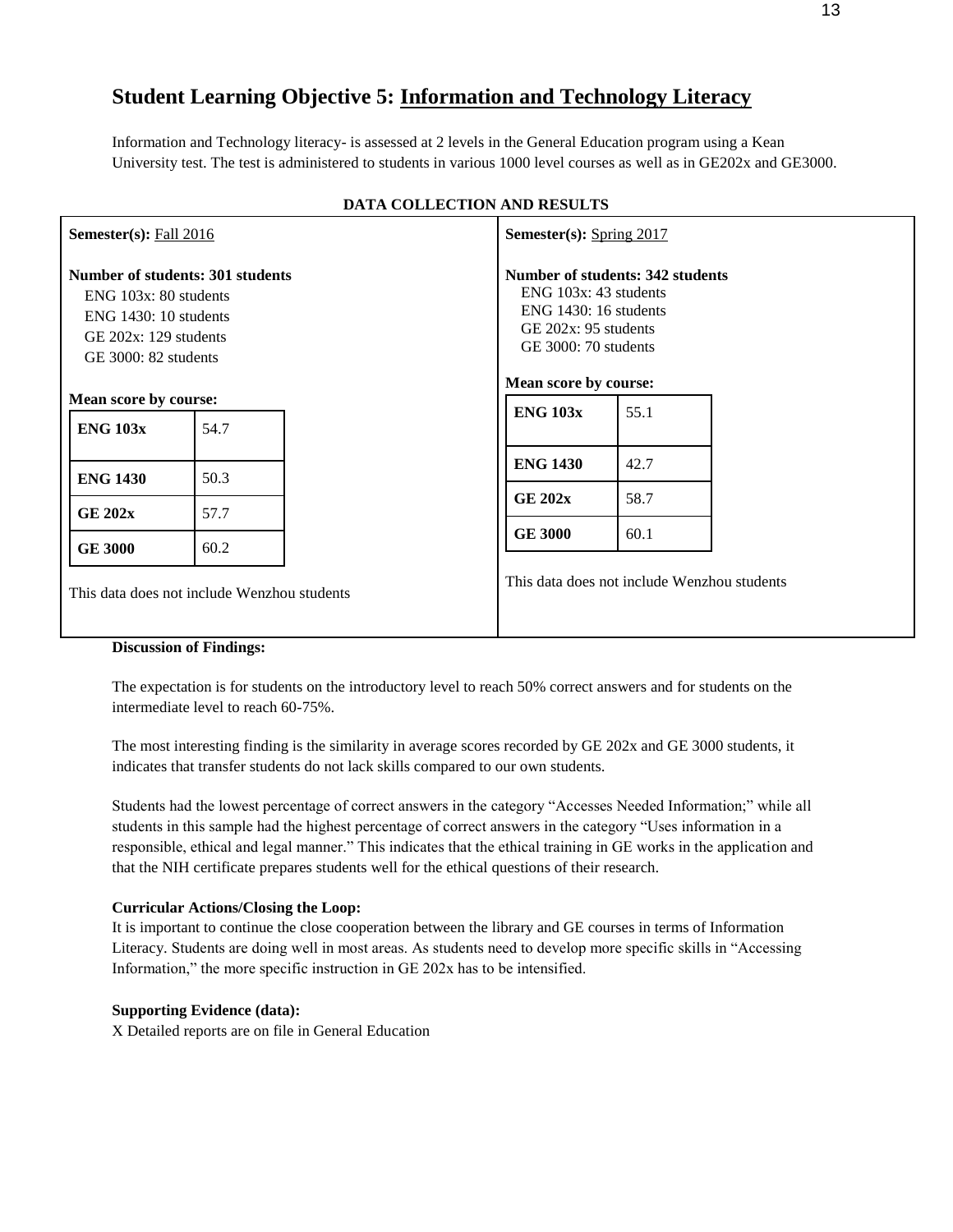## Student Learning Objective 5: Information and Technology Literacy

Information and Technology literacy- is assessed at 2 levels in the General Education program using a Kean University test. The test is administered to students in various 1000 level courses as well as in GE202x and GE3000.

### DATA COLLECTION AND RESULTS

**Semester(s):** Fall 2016

**Number of students: 301 students**

- ENG 103x: 80 students
- ENG 1430: 10 students
- GE 202x: 129 students
- GE 3000: 82 students

**Mean score by course:**

| Course | Mean score |
|---|---|
| **ENG 103x** | 54.7 |
| **ENG 1430** | 50.3 |
| **GE 202x** | 57.7 |
| **GE 3000** | 60.2 |

This data does not include Wenzhou students

**Semester(s):** Spring 2017

**Number of students: 342 students**

- ENG 103x: 43 students
- ENG 1430: 16 students
- GE 202x: 95 students
- GE 3000: 70 students

**Mean score by course:**

| Course | Mean score |
|---|---|
| **ENG 103x** | 55.1 |
| **ENG 1430** | 42.7 |
| **GE 202x** | 58.7 |
| **GE 3000** | 60.1 |

This data does not include Wenzhou students

**Discussion of Findings:**

The expectation is for students on the introductory level to reach 50% correct answers and for students on the intermediate level to reach 60-75%.

The most interesting finding is the similarity in average scores recorded by GE 202x and GE 3000 students, it indicates that transfer students do not lack skills compared to our own students.

Students had the lowest percentage of correct answers in the category "Accesses Needed Information;" while all students in this sample had the highest percentage of correct answers in the category "Uses information in a responsible, ethical and legal manner." This indicates that the ethical training in GE works in the application and that the NIH certificate prepares students well for the ethical questions of their research.

**Curricular Actions/Closing the Loop:**

It is important to continue the close cooperation between the library and GE courses in terms of Information Literacy. Students are doing well in most areas. As students need to develop more specific skills in "Accessing Information," the more specific instruction in GE 202x has to be intensified.

**Supporting Evidence (data):**

X Detailed reports are on file in General Education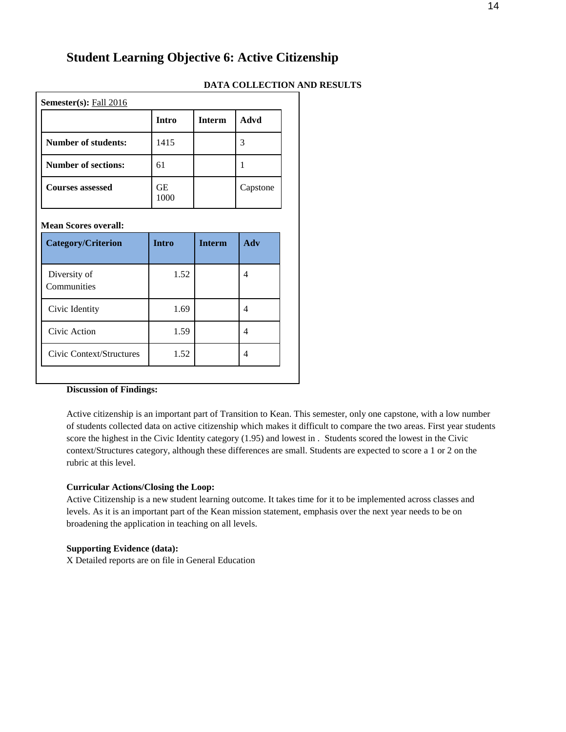## Student Learning Objective 6: Active Citizenship

**DATA COLLECTION AND RESULTS**

**Semester(s):** Fall 2016

| | **Intro** | **Interm** | **Advd** |
|---|---|---|---|
| **Number of students:** | 1415 | | 3 |
| **Number of sections:** | 61 | | 1 |
| **Courses assessed** | GE 1000 | | Capstone |

**Mean Scores overall:**

| **Category/Criterion** | **Intro** | **Interm** | **Adv** |
|---|---|---|---|
| Diversity of Communities | 1.52 | | 4 |
| Civic Identity | 1.69 | | 4 |
| Civic Action | 1.59 | | 4 |
| Civic Context/Structures | 1.52 | | 4 |

**Discussion of Findings:**

Active citizenship is an important part of Transition to Kean. This semester, only one capstone, with a low number of students collected data on active citizenship which makes it difficult to compare the two areas. First year students score the highest in the Civic Identity category (1.95) and lowest in . Students scored the lowest in the Civic context/Structures category, although these differences are small. Students are expected to score a 1 or 2 on the rubric at this level.

**Curricular Actions/Closing the Loop:**

Active Citizenship is a new student learning outcome. It takes time for it to be implemented across classes and levels. As it is an important part of the Kean mission statement, emphasis over the next year needs to be on broadening the application in teaching on all levels.

**Supporting Evidence (data):**

X Detailed reports are on file in General Education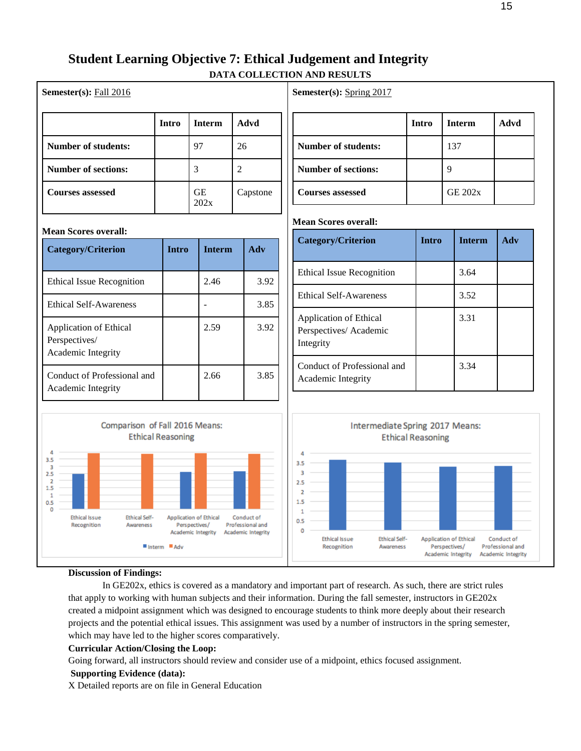## Student Learning Objective 7: Ethical Judgement and Integrity

**DATA COLLECTION AND RESULTS**

**Semester(s):** Fall 2016

| | Intro | Interm | Advd |
|---|---|---|---|
| **Number of students:** | | 97 | 26 |
| **Number of sections:** | | 3 | 2 |
| **Courses assessed** | | GE 202x | Capstone |

**Mean Scores overall:**

| Category/Criterion | Intro | Interm | Adv |
|---|---|---|---|
| Ethical Issue Recognition | | 2.46 | 3.92 |
| Ethical Self-Awareness | | - | 3.85 |
| Application of Ethical Perspectives/ Academic Integrity | | 2.59 | 3.92 |
| Conduct of Professional and Academic Integrity | | 2.66 | 3.85 |

Comparison of Fall 2016 Means: Ethical Reasoning

**Semester(s):** Spring 2017

| | Intro | Interm | Advd |
|---|---|---|---|
| **Number of students:** | | 137 | |
| **Number of sections:** | | 9 | |
| **Courses assessed** | | GE 202x | |

**Mean Scores overall:**

| Category/Criterion | Intro | Interm | Adv |
|---|---|---|---|
| Ethical Issue Recognition | | 3.64 | |
| Ethical Self-Awareness | | 3.52 | |
| Application of Ethical Perspectives/ Academic Integrity | | 3.31 | |
| Conduct of Professional and Academic Integrity | | 3.34 | |

Intermediate Spring 2017 Means: Ethical Reasoning

**Discussion of Findings:**

In GE202x, ethics is covered as a mandatory and important part of research. As such, there are strict rules that apply to working with human subjects and their information. During the fall semester, instructors in GE202x created a midpoint assignment which was designed to encourage students to think more deeply about their research projects and the potential ethical issues. This assignment was used by a number of instructors in the spring semester, which may have led to the higher scores comparatively.

**Curricular Action/Closing the Loop:**

Going forward, all instructors should review and consider use of a midpoint, ethics focused assignment.

**Supporting Evidence (data):**

X Detailed reports are on file in General Education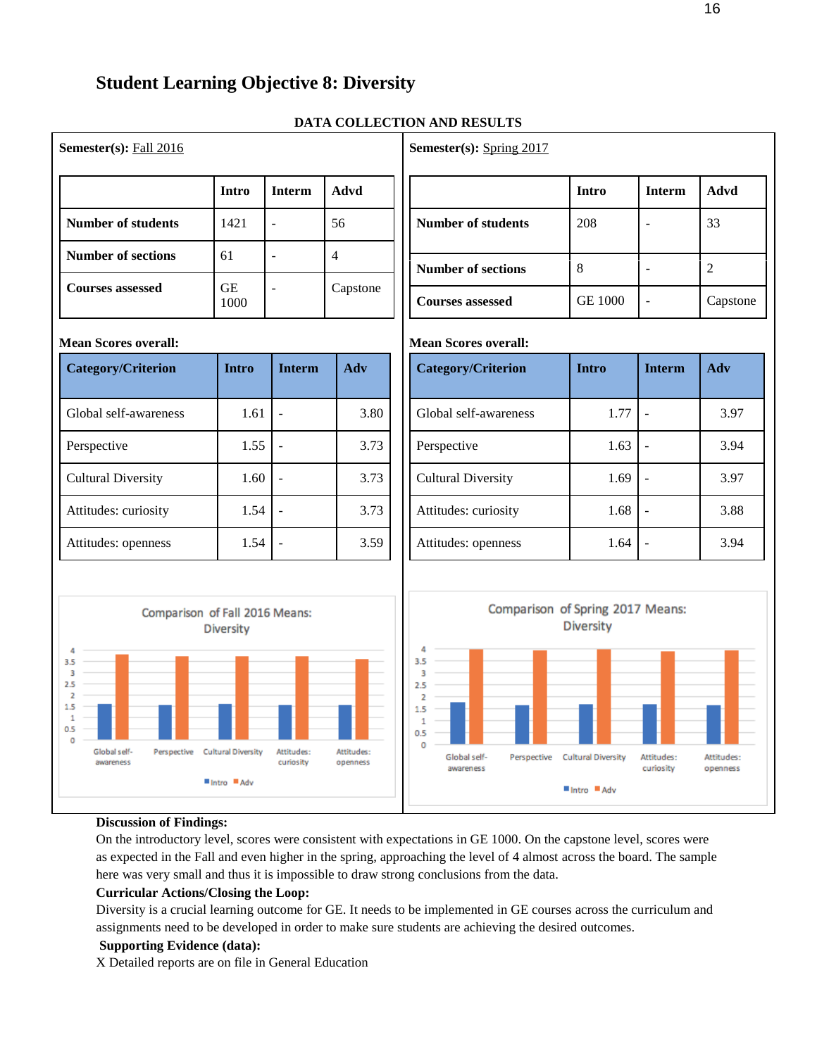# Student Learning Objective 8: Diversity

**DATA COLLECTION AND RESULTS**

**Semester(s):** Fall 2016

| | Intro | Interm | Advd |
|---|---|---|---|
| **Number of students** | 1421 | - | 56 |
| **Number of sections** | 61 | - | 4 |
| **Courses assessed** | GE 1000 | - | Capstone |

**Mean Scores overall:**

| Category/Criterion | Intro | Interm | Adv |
|---|---|---|---|
| Global self-awareness | 1.61 | - | 3.80 |
| Perspective | 1.55 | - | 3.73 |
| Cultural Diversity | 1.60 | - | 3.73 |
| Attitudes: curiosity | 1.54 | - | 3.73 |
| Attitudes: openness | 1.54 | - | 3.59 |

Comparison of Fall 2016 Means: Diversity

4
3.5
3
2.5
2
1.5
1
0.5
0

Global self-awareness
Perspective
Cultural Diversity
Attitudes: curiosity
Attitudes: openness

Intro Adv

**Semester(s):** Spring 2017

| | Intro | Interm | Advd |
|---|---|---|---|
| **Number of students** | 208 | - | 33 |
| **Number of sections** | 8 | - | 2 |
| **Courses assessed** | GE 1000 | - | Capstone |

**Mean Scores overall:**

| Category/Criterion | Intro | Interm | Adv |
|---|---|---|---|
| Global self-awareness | 1.77 | - | 3.97 |
| Perspective | 1.63 | - | 3.94 |
| Cultural Diversity | 1.69 | - | 3.97 |
| Attitudes: curiosity | 1.68 | - | 3.88 |
| Attitudes: openness | 1.64 | - | 3.94 |

Comparison of Spring 2017 Means: Diversity

4
3.5
3
2.5
2
1.5
1
0.5
0

Global self-awareness
Perspective
Cultural Diversity
Attitudes: curiosity
Attitudes: openness

Intro Adv

**Discussion of Findings:**

On the introductory level, scores were consistent with expectations in GE 1000. On the capstone level, scores were as expected in the Fall and even higher in the spring, approaching the level of 4 almost across the board. The sample here was very small and thus it is impossible to draw strong conclusions from the data.

**Curricular Actions/Closing the Loop:**

Diversity is a crucial learning outcome for GE. It needs to be implemented in GE courses across the curriculum and assignments need to be developed in order to make sure students are achieving the desired outcomes.

**Supporting Evidence (data):**

X Detailed reports are on file in General Education